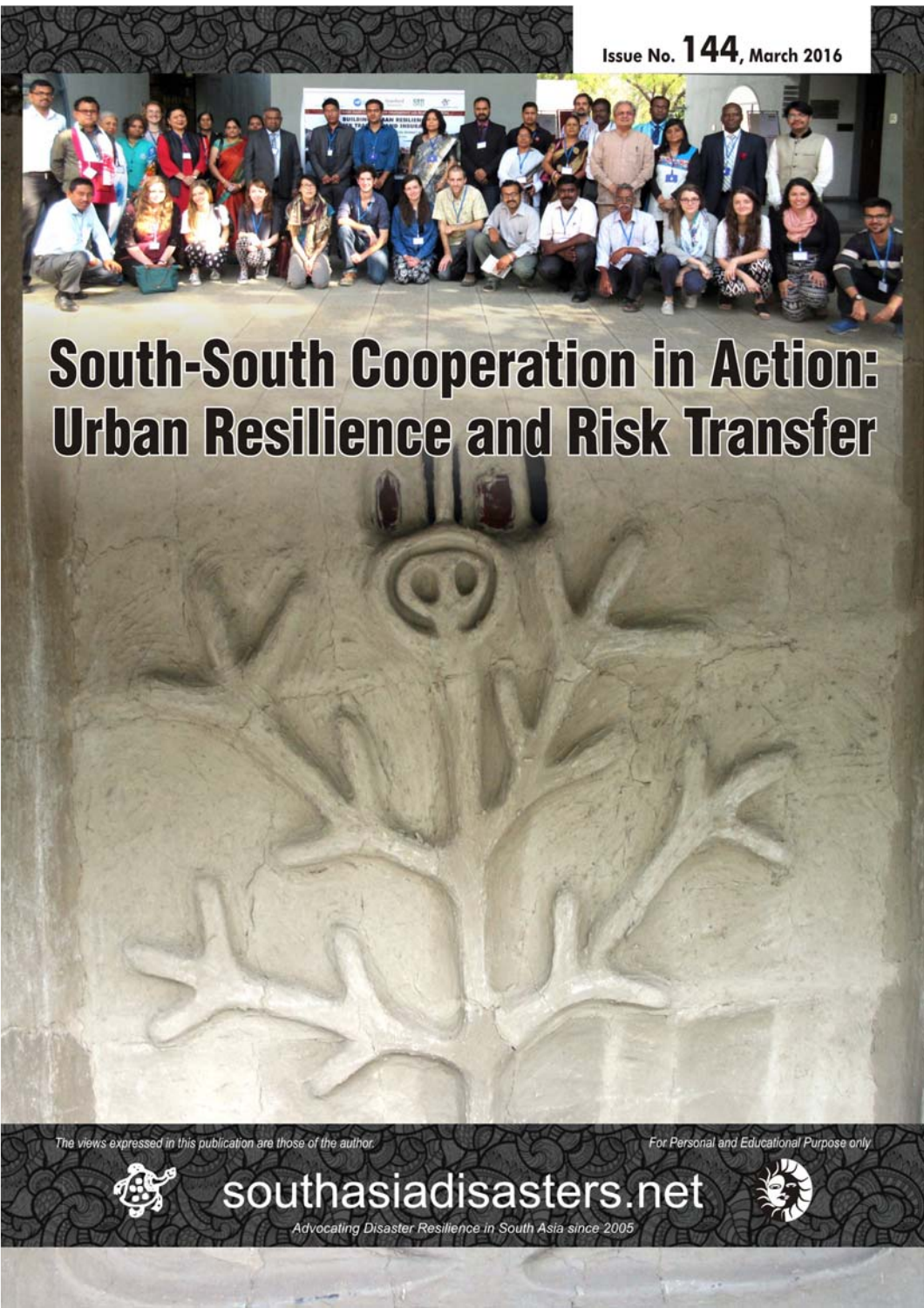Issue No. 144, March 2016

# South-South Cooperation in Action: Urban Resilience and Risk Transfer

*The views expressed in this publication are those of the author.*

*For Personal and Educational Purpose only*

southasiadisasters.net

*Advocating Disaster Resilience in South Asia since 2005*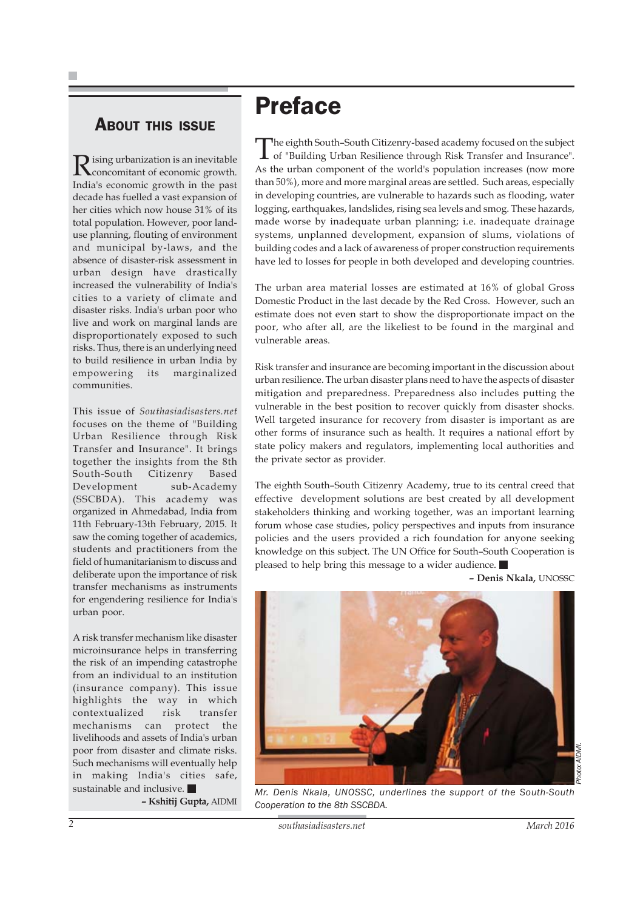## About this issue

Rising urbanization is an inevitable concomitant of economic growth. India's economic growth in the past decade has fuelled a vast expansion of her cities which now house 31% of its total population. However, poor land-use planning, flouting of environment and municipal by-laws, and the absence of disaster-risk assessment in urban design have drastically increased the vulnerability of India's cities to a variety of climate and disaster risks. India's urban poor who live and work on marginal lands are disproportionately exposed to such risks. Thus, there is an underlying need to build resilience in urban India by empowering its marginalized communities.

This issue of *Southasiadisasters.net* focuses on the theme of "Building Urban Resilience through Risk Transfer and Insurance". It brings together the insights from the 8th South-South Citizenry Based Development sub-Academy (SSCBDA). This academy was organized in Ahmedabad, India from 11th February-13th February, 2015. It saw the coming together of academics, students and practitioners from the field of humanitarianism to discuss and deliberate upon the importance of risk transfer mechanisms as instruments for engendering resilience for India's urban poor.

A risk transfer mechanism like disaster microinsurance helps in transferring the risk of an impending catastrophe from an individual to an institution (insurance company). This issue highlights the way in which contextualized risk transfer mechanisms can protect the livelihoods and assets of India's urban poor from disaster and climate risks. Such mechanisms will eventually help in making India's cities safe, sustainable and inclusive. ■

**– Kshitij Gupta,** AIDMI

# Preface

The eighth South–South Citizenry-based academy focused on the subject of "Building Urban Resilience through Risk Transfer and Insurance". As the urban component of the world's population increases (now more than 50%), more and more marginal areas are settled. Such areas, especially in developing countries, are vulnerable to hazards such as flooding, water logging, earthquakes, landslides, rising sea levels and smog. These hazards, made worse by inadequate urban planning; i.e. inadequate drainage systems, unplanned development, expansion of slums, violations of building codes and a lack of awareness of proper construction requirements have led to losses for people in both developed and developing countries.

The urban area material losses are estimated at 16% of global Gross Domestic Product in the last decade by the Red Cross. However, such an estimate does not even start to show the disproportionate impact on the poor, who after all, are the likeliest to be found in the marginal and vulnerable areas.

Risk transfer and insurance are becoming important in the discussion about urban resilience. The urban disaster plans need to have the aspects of disaster mitigation and preparedness. Preparedness also includes putting the vulnerable in the best position to recover quickly from disaster shocks. Well targeted insurance for recovery from disaster is important as are other forms of insurance such as health. It requires a national effort by state policy makers and regulators, implementing local authorities and the private sector as provider.

The eighth South–South Citizenry Academy, true to its central creed that effective development solutions are best created by all development stakeholders thinking and working together, was an important learning forum whose case studies, policy perspectives and inputs from insurance policies and the users provided a rich foundation for anyone seeking knowledge on this subject. The UN Office for South–South Cooperation is pleased to help bring this message to a wider audience. ■

**– Denis Nkala,** UNOSSC

Photo: AIDMI.

*Mr. Denis Nkala, UNOSSC, underlines the support of the South-South Cooperation to the 8th SSCBDA.*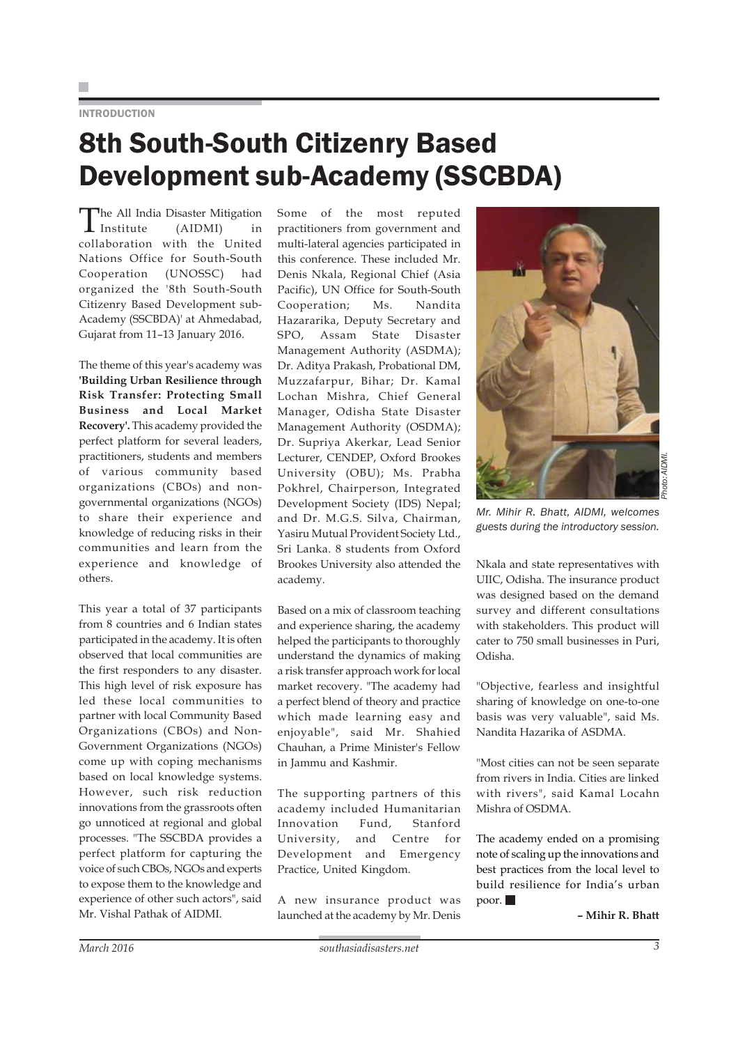INTRODUCTION

# 8th South-South Citizenry Based Development sub-Academy (SSCBDA)

The All India Disaster Mitigation Institute (AIDMI) in collaboration with the United Nations Office for South-South Cooperation (UNOSSC) had organized the '8th South-South Citizenry Based Development sub-Academy (SSCBDA)' at Ahmedabad, Gujarat from 11–13 January 2016.

The theme of this year's academy was **'Building Urban Resilience through Risk Transfer: Protecting Small Business and Local Market Recovery'.** This academy provided the perfect platform for several leaders, practitioners, students and members of various community based organizations (CBOs) and non-governmental organizations (NGOs) to share their experience and knowledge of reducing risks in their communities and learn from the experience and knowledge of others.

This year a total of 37 participants from 8 countries and 6 Indian states participated in the academy. It is often observed that local communities are the first responders to any disaster. This high level of risk exposure has led these local communities to partner with local Community Based Organizations (CBOs) and Non-Government Organizations (NGOs) to come up with coping mechanisms based on local knowledge systems. However, such risk reduction innovations from the grassroots often go unnoticed at regional and global processes. "The SSCBDA provides a perfect platform for capturing the voice of such CBOs, NGOs and experts to expose them to the knowledge and experience of other such actors", said Mr. Vishal Pathak of AIDMI.

Some of the most reputed practitioners from government and multi-lateral agencies participated in this conference. These included Mr. Denis Nkala, Regional Chief (Asia Pacific), UN Office for South-South Cooperation; Ms. Nandita Hazararika, Deputy Secretary and SPO, Assam State Disaster Management Authority (ASDMA); Dr. Aditya Prakash, Probational DM, Muzzafarpur, Bihar; Dr. Kamal Lochan Mishra, Chief General Manager, Odisha State Disaster Management Authority (OSDMA); Dr. Supriya Akerkar, Lead Senior Lecturer, CENDEP, Oxford Brookes University (OBU); Ms. Prabha Pokhrel, Chairperson, Integrated Development Society (IDS) Nepal; and Dr. M.G.S. Silva, Chairman, Yasiru Mutual Provident Society Ltd., Sri Lanka. 8 students from Oxford Brookes University also attended the academy.

Based on a mix of classroom teaching and experience sharing, the academy helped the participants to thoroughly understand the dynamics of making a risk transfer approach work for local market recovery. "The academy had a perfect blend of theory and practice which made learning easy and enjoyable", said Mr. Shahied Chauhan, a Prime Minister's Fellow in Jammu and Kashmir.

The supporting partners of this academy included Humanitarian Innovation Fund, Stanford University, and Centre for Development and Emergency Practice, United Kingdom.

A new insurance product was launched at the academy by Mr. Denis Nkala and state representatives with UIIC, Odisha. The insurance product was designed based on the demand survey and different consultations with stakeholders. This product will cater to 750 small businesses in Puri, Odisha.

*Mr. Mihir R. Bhatt, AIDMI, welcomes guests during the introductory session.*

Photo: AIDMI.

"Objective, fearless and insightful sharing of knowledge on one-to-one basis was very valuable", said Ms. Nandita Hazarika of ASDMA.

"Most cities can not be seen separate from rivers in India. Cities are linked with rivers", said Kamal Locahn Mishra of OSDMA.

The academy ended on a promising note of scaling up the innovations and best practices from the local level to build resilience for India's urban poor. ■

**– Mihir R. Bhatt**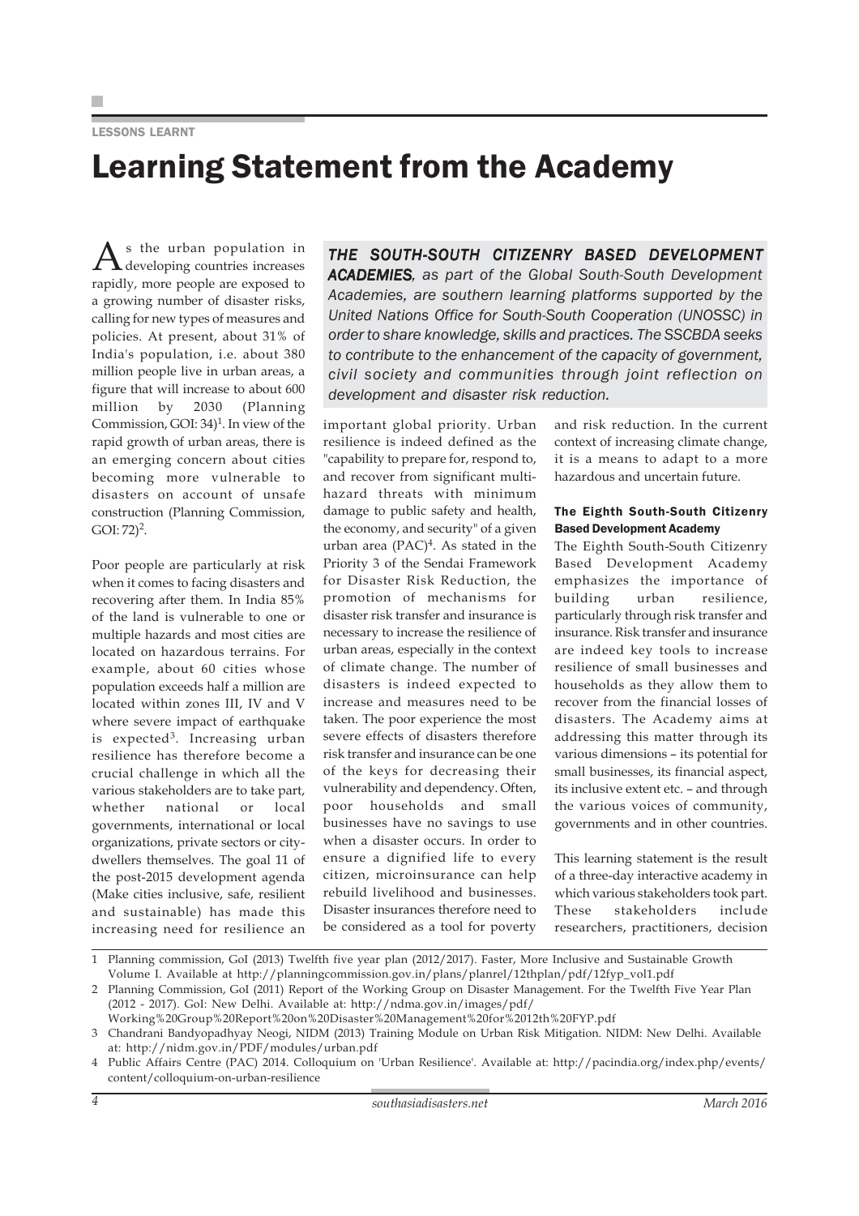LESSONS LEARNT

# Learning Statement from the Academy

*THE SOUTH-SOUTH CITIZENRY BASED DEVELOPMENT ACADEMIES, as part of the Global South-South Development Academies, are southern learning platforms supported by the United Nations Office for South-South Cooperation (UNOSSC) in order to share knowledge, skills and practices. The SSCBDA seeks to contribute to the enhancement of the capacity of government, civil society and communities through joint reflection on development and disaster risk reduction.*

As the urban population in developing countries increases rapidly, more people are exposed to a growing number of disaster risks, calling for new types of measures and policies. At present, about 31% of India's population, i.e. about 380 million people live in urban areas, a figure that will increase to about 600 million by 2030 (Planning Commission, GOI: 34)[1]. In view of the rapid growth of urban areas, there is an emerging concern about cities becoming more vulnerable to disasters on account of unsafe construction (Planning Commission, GOI: 72)[2].

Poor people are particularly at risk when it comes to facing disasters and recovering after them. In India 85% of the land is vulnerable to one or multiple hazards and most cities are located on hazardous terrains. For example, about 60 cities whose population exceeds half a million are located within zones III, IV and V where severe impact of earthquake is expected[3]. Increasing urban resilience has therefore become a crucial challenge in which all the various stakeholders are to take part, whether national or local governments, international or local organizations, private sectors or city-dwellers themselves. The goal 11 of the post-2015 development agenda (Make cities inclusive, safe, resilient and sustainable) has made this increasing need for resilience an important global priority. Urban resilience is indeed defined as the "capability to prepare for, respond to, and recover from significant multi-hazard threats with minimum damage to public safety and health, the economy, and security" of a given urban area (PAC)[4]. As stated in the Priority 3 of the Sendai Framework for Disaster Risk Reduction, the promotion of mechanisms for disaster risk transfer and insurance is necessary to increase the resilience of urban areas, especially in the context of climate change. The number of disasters is indeed expected to increase and measures need to be taken. The poor experience the most severe effects of disasters therefore risk transfer and insurance can be one of the keys for decreasing their vulnerability and dependency. Often, poor households and small businesses have no savings to use when a disaster occurs. In order to ensure a dignified life to every citizen, microinsurance can help rebuild livelihood and businesses. Disaster insurances therefore need to be considered as a tool for poverty and risk reduction. In the current context of increasing climate change, it is a means to adapt to a more hazardous and uncertain future.

#### The Eighth South-South Citizenry Based Development Academy

The Eighth South-South Citizenry Based Development Academy emphasizes the importance of building urban resilience, particularly through risk transfer and insurance. Risk transfer and insurance are indeed key tools to increase resilience of small businesses and households as they allow them to recover from the financial losses of disasters. The Academy aims at addressing this matter through its various dimensions – its potential for small businesses, its financial aspect, its inclusive extent etc. – and through the various voices of community, governments and in other countries.

This learning statement is the result of a three-day interactive academy in which various stakeholders took part. These stakeholders include researchers, practitioners, decision

---

1 Planning commission, GoI (2013) Twelfth five year plan (2012/2017). Faster, More Inclusive and Sustainable Growth Volume I. Available at http://planningcommission.gov.in/plans/planrel/12thplan/pdf/12fyp_vol1.pdf

2 Planning Commission, GoI (2011) Report of the Working Group on Disaster Management. For the Twelfth Five Year Plan (2012 - 2017). GoI: New Delhi. Available at: http://ndma.gov.in/images/pdf/Working%20Group%20Report%20on%20Disaster%20Management%20for%2012th%20FYP.pdf

3 Chandrani Bandyopadhyay Neogi, NIDM (2013) Training Module on Urban Risk Mitigation. NIDM: New Delhi. Available at: http://nidm.gov.in/PDF/modules/urban.pdf

4 Public Affairs Centre (PAC) 2014. Colloquium on 'Urban Resilience'. Available at: http://pacindia.org/index.php/events/content/colloquium-on-urban-resilience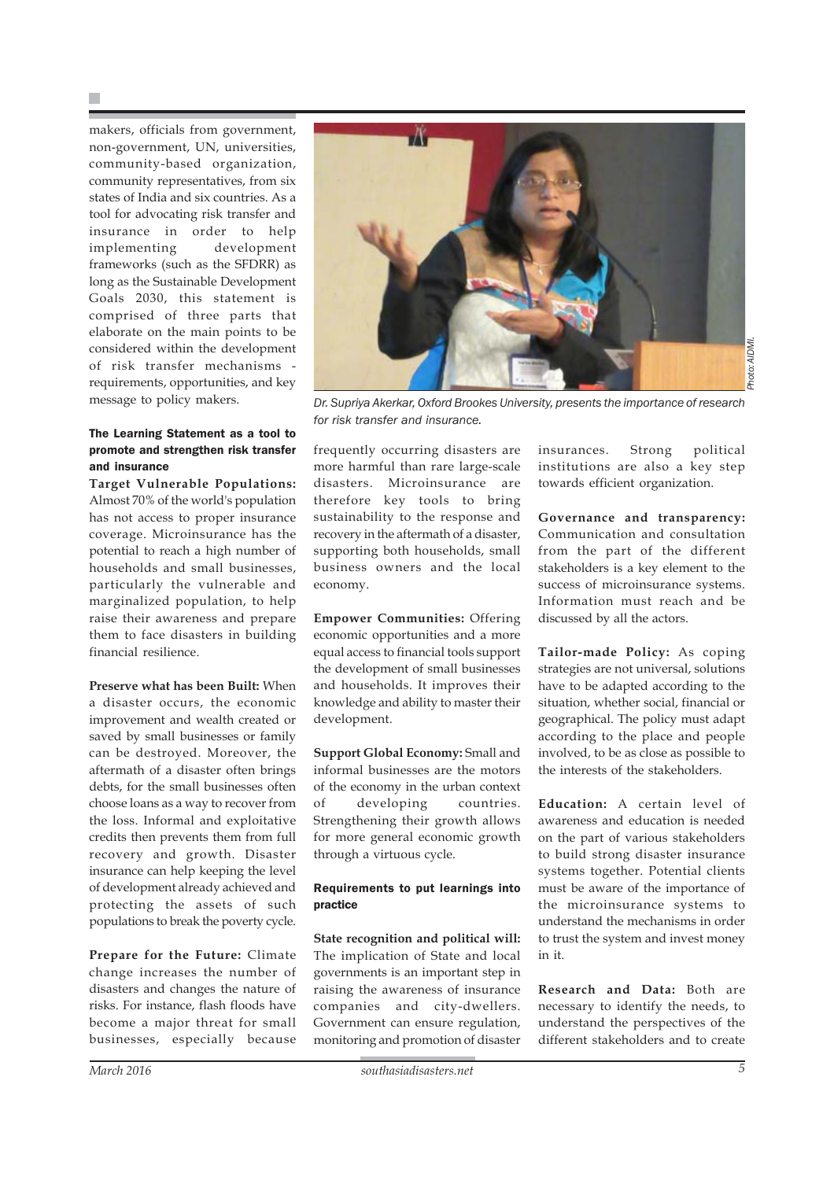makers, officials from government, non-government, UN, universities, community-based organization, community representatives, from six states of India and six countries. As a tool for advocating risk transfer and insurance in order to help implementing development frameworks (such as the SFDRR) as long as the Sustainable Development Goals 2030, this statement is comprised of three parts that elaborate on the main points to be considered within the development of risk transfer mechanisms - requirements, opportunities, and key message to policy makers.

Dr. Supriya Akerkar, Oxford Brookes University, presents the importance of research for risk transfer and insurance.

### The Learning Statement as a tool to promote and strengthen risk transfer and insurance

**Target Vulnerable Populations:** Almost 70% of the world's population has not access to proper insurance coverage. Microinsurance has the potential to reach a high number of households and small businesses, particularly the vulnerable and marginalized population, to help raise their awareness and prepare them to face disasters in building financial resilience.

**Preserve what has been Built:** When a disaster occurs, the economic improvement and wealth created or saved by small businesses or family can be destroyed. Moreover, the aftermath of a disaster often brings debts, for the small businesses often choose loans as a way to recover from the loss. Informal and exploitative credits then prevents them from full recovery and growth. Disaster insurance can help keeping the level of development already achieved and protecting the assets of such populations to break the poverty cycle.

**Prepare for the Future:** Climate change increases the number of disasters and changes the nature of risks. For instance, flash floods have become a major threat for small businesses, especially because frequently occurring disasters are more harmful than rare large-scale disasters. Microinsurance are therefore key tools to bring sustainability to the response and recovery in the aftermath of a disaster, supporting both households, small business owners and the local economy.

**Empower Communities:** Offering economic opportunities and a more equal access to financial tools support the development of small businesses and households. It improves their knowledge and ability to master their development.

**Support Global Economy:** Small and informal businesses are the motors of the economy in the urban context of developing countries. Strengthening their growth allows for more general economic growth through a virtuous cycle.

### Requirements to put learnings into practice

**State recognition and political will:** The implication of State and local governments is an important step in raising the awareness of insurance companies and city-dwellers. Government can ensure regulation, monitoring and promotion of disaster insurances. Strong political institutions are also a key step towards efficient organization.

**Governance and transparency:** Communication and consultation from the part of the different stakeholders is a key element to the success of microinsurance systems. Information must reach and be discussed by all the actors.

**Tailor-made Policy:** As coping strategies are not universal, solutions have to be adapted according to the situation, whether social, financial or geographical. The policy must adapt according to the place and people involved, to be as close as possible to the interests of the stakeholders.

**Education:** A certain level of awareness and education is needed on the part of various stakeholders to build strong disaster insurance systems together. Potential clients must be aware of the importance of the microinsurance systems to understand the mechanisms in order to trust the system and invest money in it.

**Research and Data:** Both are necessary to identify the needs, to understand the perspectives of the different stakeholders and to create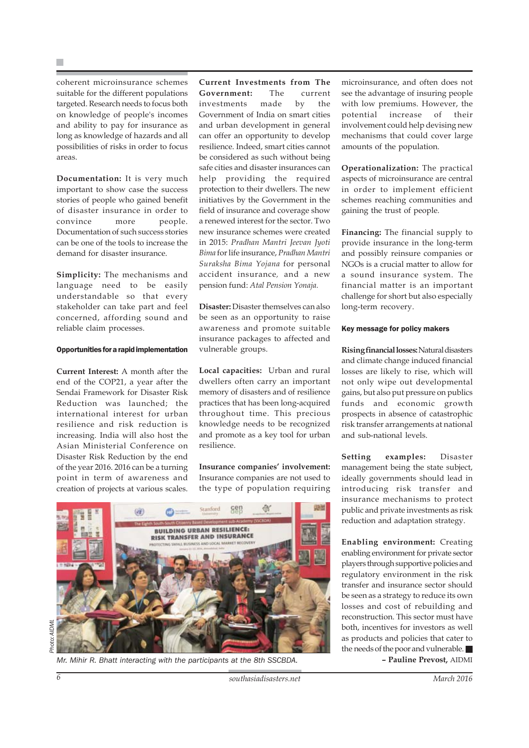coherent microinsurance schemes suitable for the different populations targeted. Research needs to focus both on knowledge of people's incomes and ability to pay for insurance as long as knowledge of hazards and all possibilities of risks in order to focus areas.

**Documentation:** It is very much important to show case the success stories of people who gained benefit of disaster insurance in order to convince more people. Documentation of such success stories can be one of the tools to increase the demand for disaster insurance.

**Simplicity:** The mechanisms and language need to be easily understandable so that every stakeholder can take part and feel concerned, affording sound and reliable claim processes.

#### Opportunities for a rapid implementation

**Current Interest:** A month after the end of the COP21, a year after the Sendai Framework for Disaster Risk Reduction was launched; the international interest for urban resilience and risk reduction is increasing. India will also host the Asian Ministerial Conference on Disaster Risk Reduction by the end of the year 2016. 2016 can be a turning point in term of awareness and creation of projects at various scales.

**Current Investments from The Government:** The current investments made by the Government of India on smart cities and urban development in general can offer an opportunity to develop resilience. Indeed, smart cities cannot be considered as such without being safe cities and disaster insurances can help providing the required protection to their dwellers. The new initiatives by the Government in the field of insurance and coverage show a renewed interest for the sector. Two new insurance schemes were created in 2015: *Pradhan Mantri Jeevan Jyoti Bima* for life insurance, *Pradhan Mantri Suraksha Bima Yojana* for personal accident insurance, and a new pension fund: *Atal Pension Yonaja.*

**Disaster:** Disaster themselves can also be seen as an opportunity to raise awareness and promote suitable insurance packages to affected and vulnerable groups.

**Local capacities:** Urban and rural dwellers often carry an important memory of disasters and of resilience practices that has been long-acquired throughout time. This precious knowledge needs to be recognized and promote as a key tool for urban resilience.

**Insurance companies' involvement:** Insurance companies are not used to the type of population requiring microinsurance, and often does not see the advantage of insuring people with low premiums. However, the potential increase of their involvement could help devising new mechanisms that could cover large amounts of the population.

**Operationalization:** The practical aspects of microinsurance are central in order to implement efficient schemes reaching communities and gaining the trust of people.

**Financing:** The financial supply to provide insurance in the long-term and possibly reinsure companies or NGOs is a crucial matter to allow for a sound insurance system. The financial matter is an important challenge for short but also especially long-term recovery.

Photo: AIDMI

Mr. Mihir R. Bhatt interacting with the participants at the 8th SSCBDA.

#### Key message for policy makers

**Rising financial losses:** Natural disasters and climate change induced financial losses are likely to rise, which will not only wipe out developmental gains, but also put pressure on publics funds and economic growth prospects in absence of catastrophic risk transfer arrangements at national and sub-national levels.

**Setting examples:** Disaster management being the state subject, ideally governments should lead in introducing risk transfer and insurance mechanisms to protect public and private investments as risk reduction and adaptation strategy.

**Enabling environment:** Creating enabling environment for private sector players through supportive policies and regulatory environment in the risk transfer and insurance sector should be seen as a strategy to reduce its own losses and cost of rebuilding and reconstruction. This sector must have both, incentives for investors as well as products and policies that cater to the needs of the poor and vulnerable. ■

**– Pauline Prevost,** AIDMI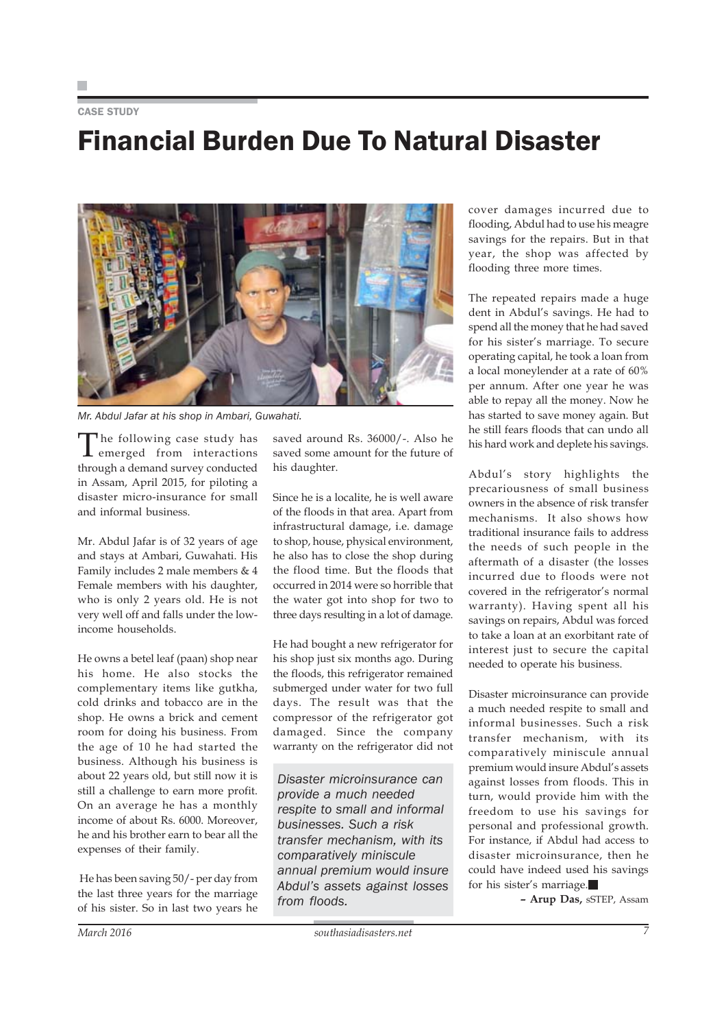CASE STUDY

# Financial Burden Due To Natural Disaster

Mr. Abdul Jafar at his shop in Ambari, Guwahati.

The following case study has emerged from interactions through a demand survey conducted in Assam, April 2015, for piloting a disaster micro-insurance for small and informal business.

Mr. Abdul Jafar is of 32 years of age and stays at Ambari, Guwahati. His Family includes 2 male members & 4 Female members with his daughter, who is only 2 years old. He is not very well off and falls under the low-income households.

He owns a betel leaf (paan) shop near his home. He also stocks the complementary items like gutkha, cold drinks and tobacco are in the shop. He owns a brick and cement room for doing his business. From the age of 10 he had started the business. Although his business is about 22 years old, but still now it is still a challenge to earn more profit. On an average he has a monthly income of about Rs. 6000. Moreover, he and his brother earn to bear all the expenses of their family.

He has been saving 50/- per day from the last three years for the marriage of his sister. So in last two years he saved around Rs. 36000/-. Also he saved some amount for the future of his daughter.

Since he is a localite, he is well aware of the floods in that area. Apart from infrastructural damage, i.e. damage to shop, house, physical environment, he also has to close the shop during the flood time. But the floods that occurred in 2014 were so horrible that the water got into shop for two to three days resulting in a lot of damage.

He had bought a new refrigerator for his shop just six months ago. During the floods, this refrigerator remained submerged under water for two full days. The result was that the compressor of the refrigerator got damaged. Since the company warranty on the refrigerator did not cover damages incurred due to flooding, Abdul had to use his meagre savings for the repairs. But in that year, the shop was affected by flooding three more times.

> *Disaster microinsurance can provide a much needed respite to small and informal businesses. Such a risk transfer mechanism, with its comparatively miniscule annual premium would insure Abdul's assets against losses from floods.*

The repeated repairs made a huge dent in Abdul's savings. He had to spend all the money that he had saved for his sister's marriage. To secure operating capital, he took a loan from a local moneylender at a rate of 60% per annum. After one year he was able to repay all the money. Now he has started to save money again. But he still fears floods that can undo all his hard work and deplete his savings.

Abdul's story highlights the precariousness of small business owners in the absence of risk transfer mechanisms. It also shows how traditional insurance fails to address the needs of such people in the aftermath of a disaster (the losses incurred due to floods were not covered in the refrigerator's normal warranty). Having spent all his savings on repairs, Abdul was forced to take a loan at an exorbitant rate of interest just to secure the capital needed to operate his business.

Disaster microinsurance can provide a much needed respite to small and informal businesses. Such a risk transfer mechanism, with its comparatively miniscule annual premium would insure Abdul's assets against losses from floods. This in turn, would provide him with the freedom to use his savings for personal and professional growth. For instance, if Abdul had access to disaster microinsurance, then he could have indeed used his savings for his sister's marriage. ■

**– Arup Das,** sSTEP, Assam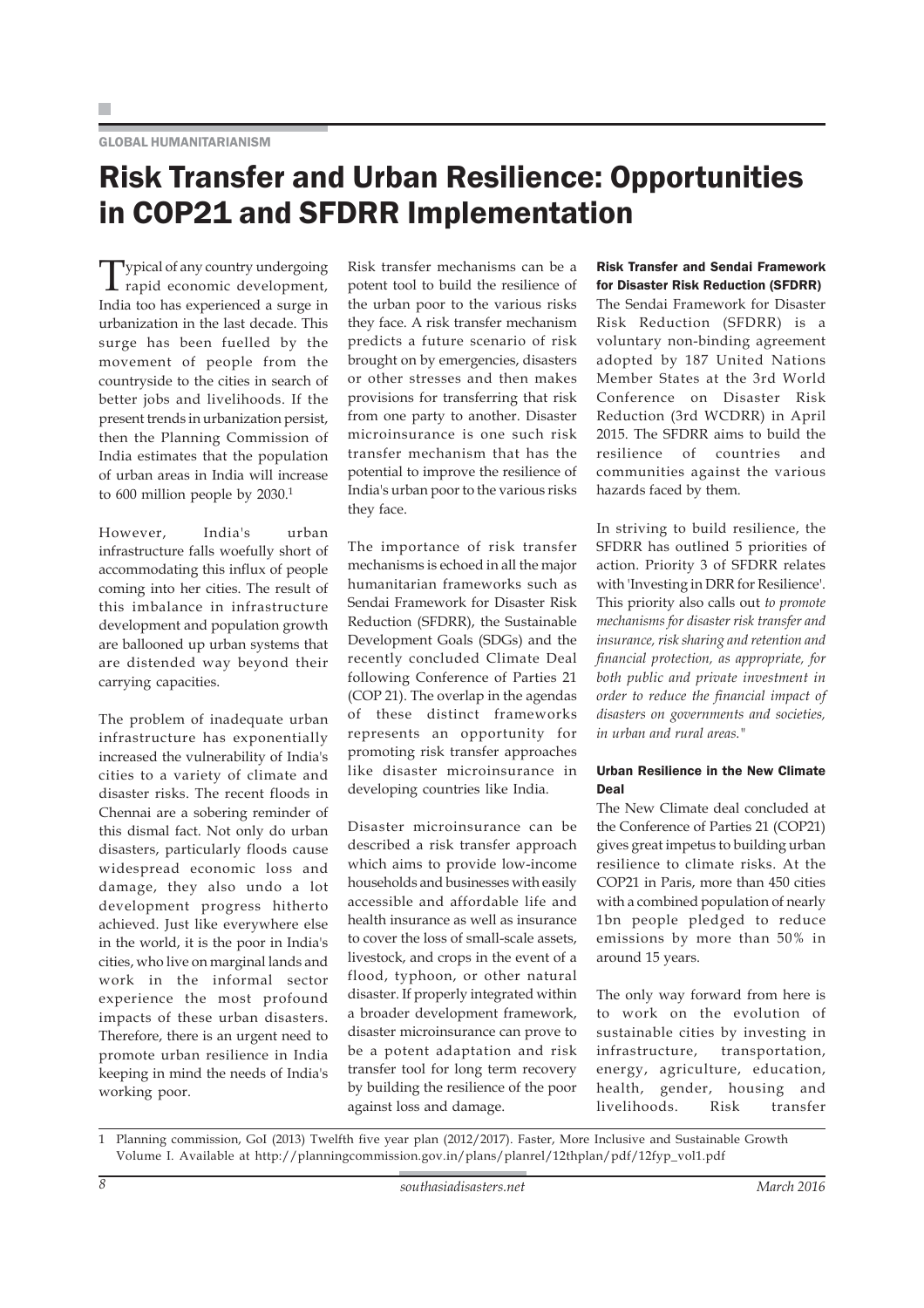GLOBAL HUMANITARIANISM

# Risk Transfer and Urban Resilience: Opportunities in COP21 and SFDRR Implementation

Typical of any country undergoing rapid economic development, India too has experienced a surge in urbanization in the last decade. This surge has been fuelled by the movement of people from the countryside to the cities in search of better jobs and livelihoods. If the present trends in urbanization persist, then the Planning Commission of India estimates that the population of urban areas in India will increase to 600 million people by 2030.[1]

However, India's urban infrastructure falls woefully short of accommodating this influx of people coming into her cities. The result of this imbalance in infrastructure development and population growth are ballooned up urban systems that are distended way beyond their carrying capacities.

The problem of inadequate urban infrastructure has exponentially increased the vulnerability of India's cities to a variety of climate and disaster risks. The recent floods in Chennai are a sobering reminder of this dismal fact. Not only do urban disasters, particularly floods cause widespread economic loss and damage, they also undo a lot development progress hitherto achieved. Just like everywhere else in the world, it is the poor in India's cities, who live on marginal lands and work in the informal sector experience the most profound impacts of these urban disasters. Therefore, there is an urgent need to promote urban resilience in India keeping in mind the needs of India's working poor.

Risk transfer mechanisms can be a potent tool to build the resilience of the urban poor to the various risks they face. A risk transfer mechanism predicts a future scenario of risk brought on by emergencies, disasters or other stresses and then makes provisions for transferring that risk from one party to another. Disaster microinsurance is one such risk transfer mechanism that has the potential to improve the resilience of India's urban poor to the various risks they face.

The importance of risk transfer mechanisms is echoed in all the major humanitarian frameworks such as Sendai Framework for Disaster Risk Reduction (SFDRR), the Sustainable Development Goals (SDGs) and the recently concluded Climate Deal following Conference of Parties 21 (COP 21). The overlap in the agendas of these distinct frameworks represents an opportunity for promoting risk transfer approaches like disaster microinsurance in developing countries like India.

Disaster microinsurance can be described a risk transfer approach which aims to provide low-income households and businesses with easily accessible and affordable life and health insurance as well as insurance to cover the loss of small-scale assets, livestock, and crops in the event of a flood, typhoon, or other natural disaster. If properly integrated within a broader development framework, disaster microinsurance can prove to be a potent adaptation and risk transfer tool for long term recovery by building the resilience of the poor against loss and damage.

### Risk Transfer and Sendai Framework for Disaster Risk Reduction (SFDRR)

The Sendai Framework for Disaster Risk Reduction (SFDRR) is a voluntary non-binding agreement adopted by 187 United Nations Member States at the 3rd World Conference on Disaster Risk Reduction (3rd WCDRR) in April 2015. The SFDRR aims to build the resilience of countries and communities against the various hazards faced by them.

In striving to build resilience, the SFDRR has outlined 5 priorities of action. Priority 3 of SFDRR relates with 'Investing in DRR for Resilience'. This priority also calls out *to promote mechanisms for disaster risk transfer and insurance, risk sharing and retention and financial protection, as appropriate, for both public and private investment in order to reduce the financial impact of disasters on governments and societies, in urban and rural areas."*

### Urban Resilience in the New Climate Deal

The New Climate deal concluded at the Conference of Parties 21 (COP21) gives great impetus to building urban resilience to climate risks. At the COP21 in Paris, more than 450 cities with a combined population of nearly 1bn people pledged to reduce emissions by more than 50% in around 15 years.

The only way forward from here is to work on the evolution of sustainable cities by investing in infrastructure, transportation, energy, agriculture, education, health, gender, housing and livelihoods. Risk transfer

---

1 Planning commission, GoI (2013) Twelfth five year plan (2012/2017). Faster, More Inclusive and Sustainable Growth Volume I. Available at http://planningcommission.gov.in/plans/planrel/12thplan/pdf/12fyp_vol1.pdf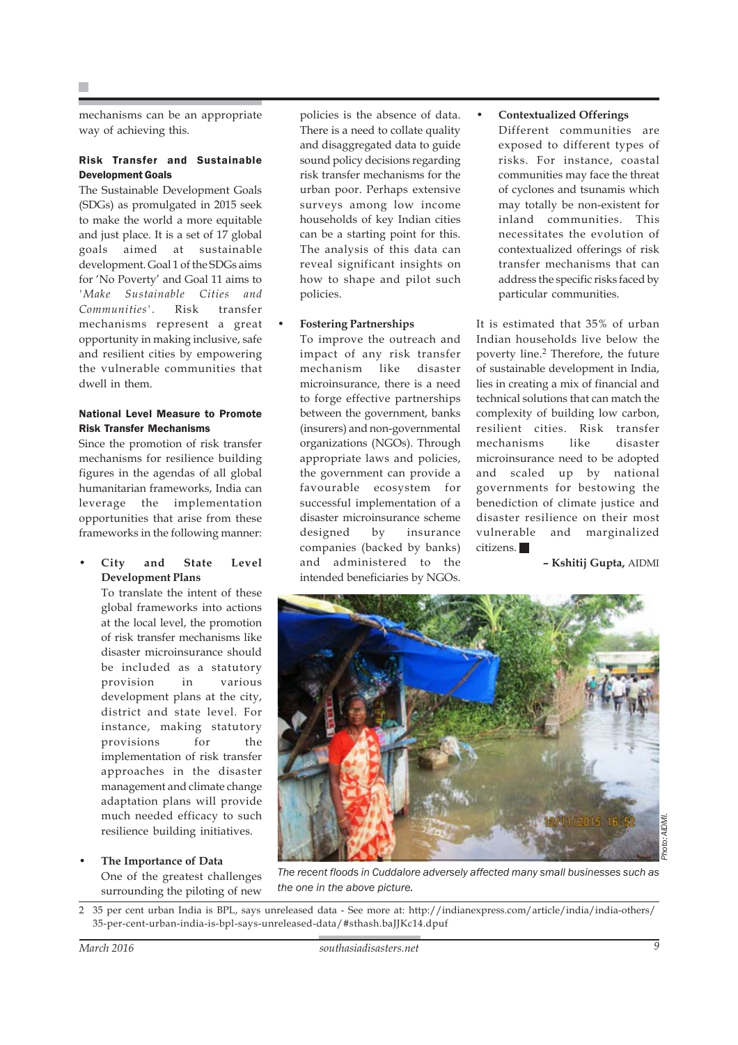mechanisms can be an appropriate way of achieving this.

### Risk Transfer and Sustainable Development Goals

The Sustainable Development Goals (SDGs) as promulgated in 2015 seek to make the world a more equitable and just place. It is a set of 17 global goals aimed at sustainable development. Goal 1 of the SDGs aims for 'No Poverty' and Goal 11 aims to *'Make Sustainable Cities and Communities'*. Risk transfer mechanisms represent a great opportunity in making inclusive, safe and resilient cities by empowering the vulnerable communities that dwell in them.

### National Level Measure to Promote Risk Transfer Mechanisms

Since the promotion of risk transfer mechanisms for resilience building figures in the agendas of all global humanitarian frameworks, India can leverage the implementation opportunities that arise from these frameworks in the following manner:

- **City and State Level Development Plans**
  To translate the intent of these global frameworks into actions at the local level, the promotion of risk transfer mechanisms like disaster microinsurance should be included as a statutory provision in various development plans at the city, district and state level. For instance, making statutory provisions for the implementation of risk transfer approaches in the disaster management and climate change adaptation plans will provide much needed efficacy to such resilience building initiatives.

- **The Importance of Data**
  One of the greatest challenges surrounding the piloting of new policies is the absence of data. There is a need to collate quality and disaggregated data to guide sound policy decisions regarding risk transfer mechanisms for the urban poor. Perhaps extensive surveys among low income households of key Indian cities can be a starting point for this. The analysis of this data can reveal significant insights on how to shape and pilot such policies.

- **Fostering Partnerships**
  To improve the outreach and impact of any risk transfer mechanism like disaster microinsurance, there is a need to forge effective partnerships between the government, banks (insurers) and non-governmental organizations (NGOs). Through appropriate laws and policies, the government can provide a favourable ecosystem for successful implementation of a disaster microinsurance scheme designed by insurance companies (backed by banks) and administered to the intended beneficiaries by NGOs.

- **Contextualized Offerings**
  Different communities are exposed to different types of risks. For instance, coastal communities may face the threat of cyclones and tsunamis which may totally be non-existent for inland communities. This necessitates the evolution of contextualized offerings of risk transfer mechanisms that can address the specific risks faced by particular communities.

It is estimated that 35% of urban Indian households live below the poverty line.[2] Therefore, the future of sustainable development in India, lies in creating a mix of financial and technical solutions that can match the complexity of building low carbon, resilient cities. Risk transfer mechanisms like disaster microinsurance need to be adopted and scaled up by national governments for bestowing the benediction of climate justice and disaster resilience on their most vulnerable and marginalized citizens. ■

**– Kshitij Gupta,** AIDMI

Photo: AIDMI.

*The recent floods in Cuddalore adversely affected many small businesses such as the one in the above picture.*

2 35 per cent urban India is BPL, says unreleased data - See more at: http://indianexpress.com/article/india/india-others/35-per-cent-urban-india-is-bpl-says-unreleased-data/#sthash.baJJKc14.dpuf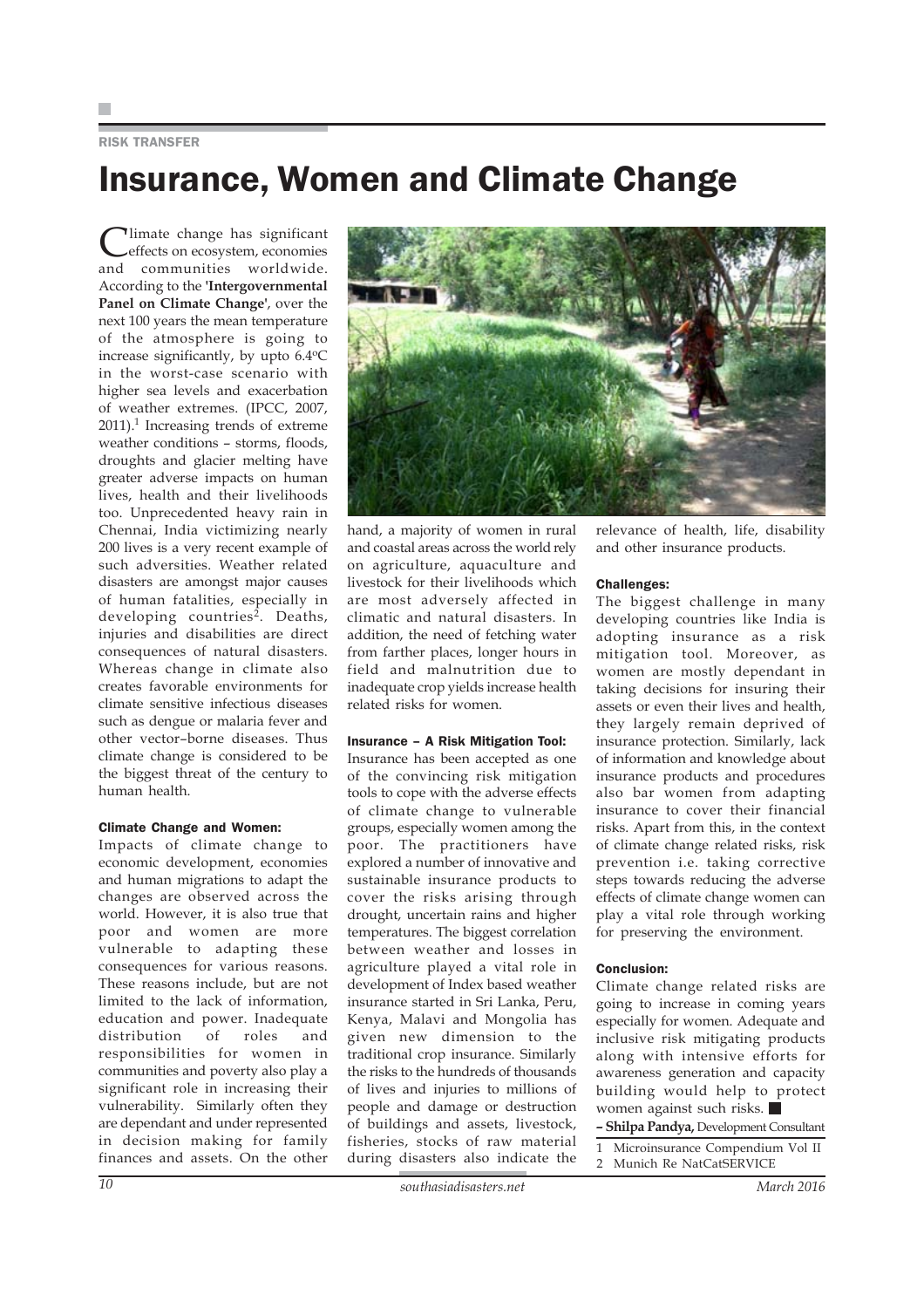RISK TRANSFER

# Insurance, Women and Climate Change

Climate change has significant effects on ecosystem, economies and communities worldwide. According to the **'Intergovernmental Panel on Climate Change'**, over the next 100 years the mean temperature of the atmosphere is going to increase significantly, by upto 6.4ºC in the worst-case scenario with higher sea levels and exacerbation of weather extremes. (IPCC, 2007, 2011).[1] Increasing trends of extreme weather conditions – storms, floods, droughts and glacier melting have greater adverse impacts on human lives, health and their livelihoods too. Unprecedented heavy rain in Chennai, India victimizing nearly 200 lives is a very recent example of such adversities. Weather related disasters are amongst major causes of human fatalities, especially in developing countries[2]. Deaths, injuries and disabilities are direct consequences of natural disasters. Whereas change in climate also creates favorable environments for climate sensitive infectious diseases such as dengue or malaria fever and other vector–borne diseases. Thus climate change is considered to be the biggest threat of the century to human health.

### Climate Change and Women:

Impacts of climate change to economic development, economies and human migrations to adapt the changes are observed across the world. However, it is also true that poor and women are more vulnerable to adapting these consequences for various reasons. These reasons include, but are not limited to the lack of information, education and power. Inadequate distribution of roles and responsibilities for women in communities and poverty also play a significant role in increasing their vulnerability. Similarly often they are dependant and under represented in decision making for family finances and assets. On the other hand, a majority of women in rural and coastal areas across the world rely on agriculture, aquaculture and livestock for their livelihoods which are most adversely affected in climatic and natural disasters. In addition, the need of fetching water from farther places, longer hours in field and malnutrition due to inadequate crop yields increase health related risks for women.

### Insurance – A Risk Mitigation Tool:

Insurance has been accepted as one of the convincing risk mitigation tools to cope with the adverse effects of climate change to vulnerable groups, especially women among the poor. The practitioners have explored a number of innovative and sustainable insurance products to cover the risks arising through drought, uncertain rains and higher temperatures. The biggest correlation between weather and losses in agriculture played a vital role in development of Index based weather insurance started in Sri Lanka, Peru, Kenya, Malavi and Mongolia has given new dimension to the traditional crop insurance. Similarly the risks to the hundreds of thousands of lives and injuries to millions of people and damage or destruction of buildings and assets, livestock, fisheries, stocks of raw material during disasters also indicate the relevance of health, life, disability and other insurance products.

### Challenges:

The biggest challenge in many developing countries like India is adopting insurance as a risk mitigation tool. Moreover, as women are mostly dependant in taking decisions for insuring their assets or even their lives and health, they largely remain deprived of insurance protection. Similarly, lack of information and knowledge about insurance products and procedures also bar women from adapting insurance to cover their financial risks. Apart from this, in the context of climate change related risks, risk prevention i.e. taking corrective steps towards reducing the adverse effects of climate change women can play a vital role through working for preserving the environment.

### Conclusion:

Climate change related risks are going to increase in coming years especially for women. Adequate and inclusive risk mitigating products along with intensive efforts for awareness generation and capacity building would help to protect women against such risks. ■

**– Shilpa Pandya,** Development Consultant

1 Microinsurance Compendium Vol II

2 Munich Re NatCatSERVICE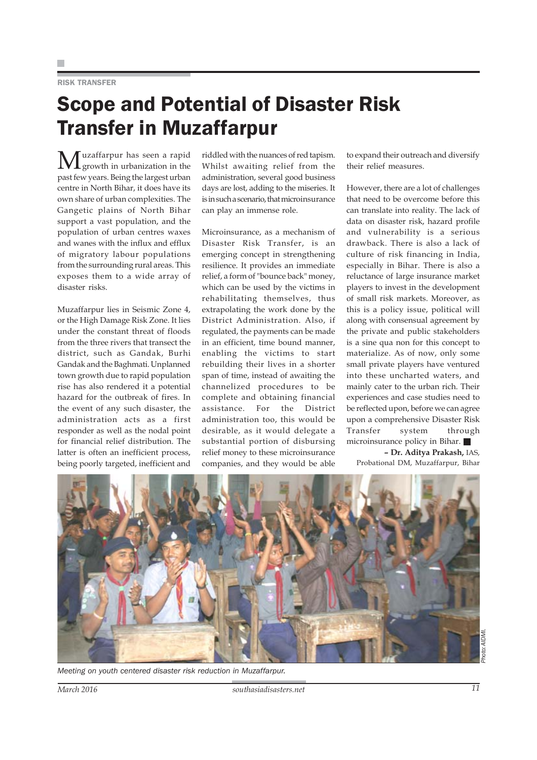RISK TRANSFER

# Scope and Potential of Disaster Risk Transfer in Muzaffarpur

Muzaffarpur has seen a rapid growth in urbanization in the past few years. Being the largest urban centre in North Bihar, it does have its own share of urban complexities. The Gangetic plains of North Bihar support a vast population, and the population of urban centres waxes and wanes with the influx and efflux of migratory labour populations from the surrounding rural areas. This exposes them to a wide array of disaster risks.

Muzaffarpur lies in Seismic Zone 4, or the High Damage Risk Zone. It lies under the constant threat of floods from the three rivers that transect the district, such as Gandak, Burhi Gandak and the Baghmati. Unplanned town growth due to rapid population rise has also rendered it a potential hazard for the outbreak of fires. In the event of any such disaster, the administration acts as a first responder as well as the nodal point for financial relief distribution. The latter is often an inefficient process, being poorly targeted, inefficient and riddled with the nuances of red tapism. Whilst awaiting relief from the administration, several good business days are lost, adding to the miseries. It is in such a scenario, that microinsurance can play an immense role.

Microinsurance, as a mechanism of Disaster Risk Transfer, is an emerging concept in strengthening resilience. It provides an immediate relief, a form of "bounce back" money, which can be used by the victims in rehabilitating themselves, thus extrapolating the work done by the District Administration. Also, if regulated, the payments can be made in an efficient, time bound manner, enabling the victims to start rebuilding their lives in a shorter span of time, instead of awaiting the channelized procedures to be complete and obtaining financial assistance. For the District administration too, this would be desirable, as it would delegate a substantial portion of disbursing relief money to these microinsurance companies, and they would be able to expand their outreach and diversify their relief measures.

However, there are a lot of challenges that need to be overcome before this can translate into reality. The lack of data on disaster risk, hazard profile and vulnerability is a serious drawback. There is also a lack of culture of risk financing in India, especially in Bihar. There is also a reluctance of large insurance market players to invest in the development of small risk markets. Moreover, as this is a policy issue, political will along with consensual agreement by the private and public stakeholders is a sine qua non for this concept to materialize. As of now, only some small private players have ventured into these uncharted waters, and mainly cater to the urban rich. Their experiences and case studies need to be reflected upon, before we can agree upon a comprehensive Disaster Risk Transfer system through microinsurance policy in Bihar. ■

**– Dr. Aditya Prakash,** IAS, Probational DM, Muzaffarpur, Bihar

Photo: AIDMI.

*Meeting on youth centered disaster risk reduction in Muzaffarpur.*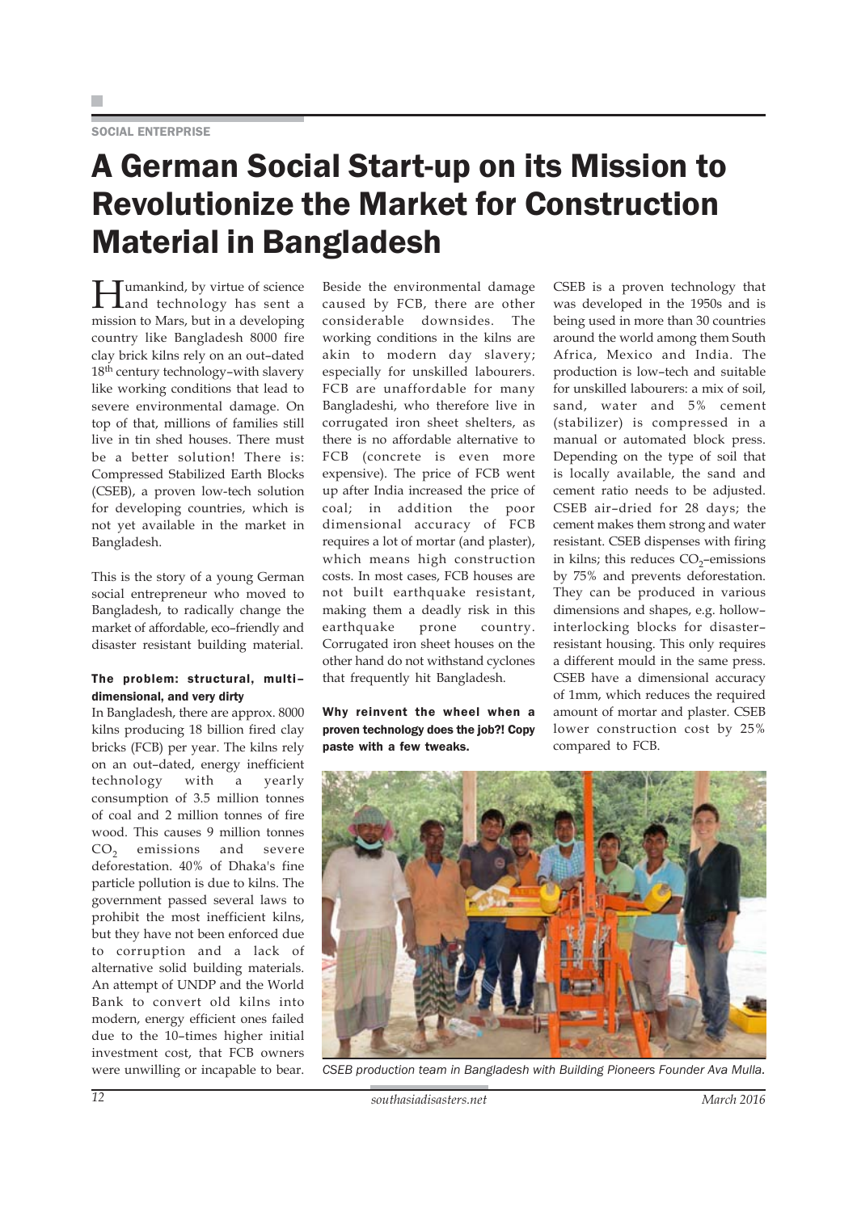SOCIAL ENTERPRISE

# A German Social Start-up on its Mission to Revolutionize the Market for Construction Material in Bangladesh

Humankind, by virtue of science and technology has sent a mission to Mars, but in a developing country like Bangladesh 8000 fire clay brick kilns rely on an out–dated 18th century technology–with slavery like working conditions that lead to severe environmental damage. On top of that, millions of families still live in tin shed houses. There must be a better solution! There is: Compressed Stabilized Earth Blocks (CSEB), a proven low-tech solution for developing countries, which is not yet available in the market in Bangladesh.

This is the story of a young German social entrepreneur who moved to Bangladesh, to radically change the market of affordable, eco–friendly and disaster resistant building material.

### The problem: structural, multi–dimensional, and very dirty

In Bangladesh, there are approx. 8000 kilns producing 18 billion fired clay bricks (FCB) per year. The kilns rely on an out–dated, energy inefficient technology with a yearly consumption of 3.5 million tonnes of coal and 2 million tonnes of fire wood. This causes 9 million tonnes $CO_2$ emissions and severe deforestation. 40% of Dhaka's fine particle pollution is due to kilns. The government passed several laws to prohibit the most inefficient kilns, but they have not been enforced due to corruption and a lack of alternative solid building materials. An attempt of UNDP and the World Bank to convert old kilns into modern, energy efficient ones failed due to the 10–times higher initial investment cost, that FCB owners were unwilling or incapable to bear.

Beside the environmental damage caused by FCB, there are other considerable downsides. The working conditions in the kilns are akin to modern day slavery; especially for unskilled labourers. FCB are unaffordable for many Bangladeshi, who therefore live in corrugated iron sheet shelters, as there is no affordable alternative to FCB (concrete is even more expensive). The price of FCB went up after India increased the price of coal; in addition the poor dimensional accuracy of FCB requires a lot of mortar (and plaster), which means high construction costs. In most cases, FCB houses are not built earthquake resistant, making them a deadly risk in this earthquake prone country. Corrugated iron sheet houses on the other hand do not withstand cyclones that frequently hit Bangladesh.

### Why reinvent the wheel when a proven technology does the job?! Copy paste with a few tweaks.

CSEB is a proven technology that was developed in the 1950s and is being used in more than 30 countries around the world among them South Africa, Mexico and India. The production is low–tech and suitable for unskilled labourers: a mix of soil, sand, water and 5% cement (stabilizer) is compressed in a manual or automated block press. Depending on the type of soil that is locally available, the sand and cement ratio needs to be adjusted. CSEB air–dried for 28 days; the cement makes them strong and water resistant. CSEB dispenses with firing in kilns; this reduces $CO_2$–emissions by 75% and prevents deforestation. They can be produced in various dimensions and shapes, e.g. hollow–interlocking blocks for disaster–resistant housing. This only requires a different mould in the same press. CSEB have a dimensional accuracy of 1mm, which reduces the required amount of mortar and plaster. CSEB lower construction cost by 25% compared to FCB.

*CSEB production team in Bangladesh with Building Pioneers Founder Ava Mulla.*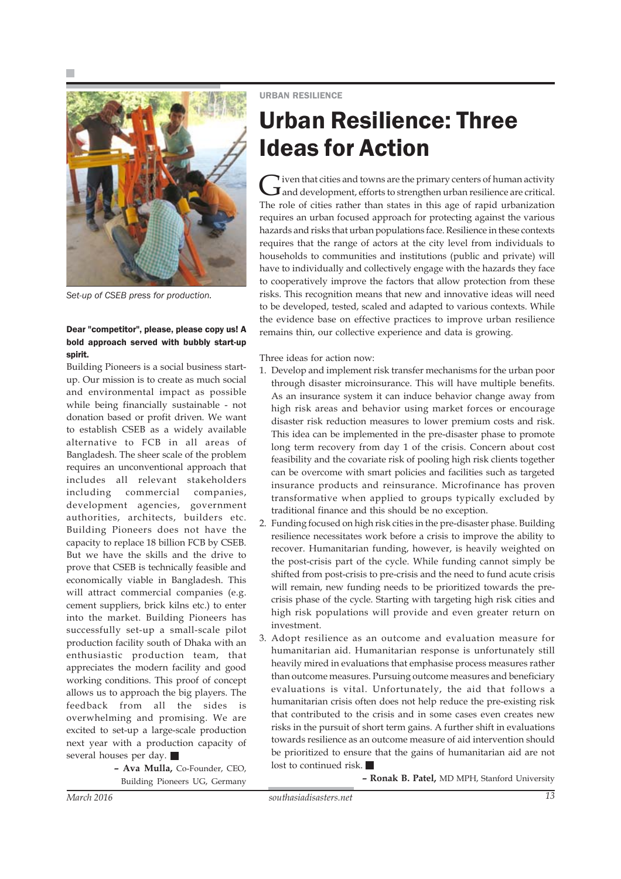Set-up of CSEB press for production.

**Dear "competitor", please, please copy us! A bold approach served with bubbly start-up spirit.**

Building Pioneers is a social business start-up. Our mission is to create as much social and environmental impact as possible while being financially sustainable - not donation based or profit driven. We want to establish CSEB as a widely available alternative to FCB in all areas of Bangladesh. The sheer scale of the problem requires an unconventional approach that includes all relevant stakeholders including commercial companies, development agencies, government authorities, architects, builders etc. Building Pioneers does not have the capacity to replace 18 billion FCB by CSEB. But we have the skills and the drive to prove that CSEB is technically feasible and economically viable in Bangladesh. This will attract commercial companies (e.g. cement suppliers, brick kilns etc.) to enter into the market. Building Pioneers has successfully set-up a small-scale pilot production facility south of Dhaka with an enthusiastic production team, that appreciates the modern facility and good working conditions. This proof of concept allows us to approach the big players. The feedback from all the sides is overwhelming and promising. We are excited to set-up a large-scale production next year with a production capacity of several houses per day. ■

– **Ava Mulla,** Co-Founder, CEO, Building Pioneers UG, Germany

URBAN RESILIENCE

# Urban Resilience: Three Ideas for Action

Given that cities and towns are the primary centers of human activity and development, efforts to strengthen urban resilience are critical. The role of cities rather than states in this age of rapid urbanization requires an urban focused approach for protecting against the various hazards and risks that urban populations face. Resilience in these contexts requires that the range of actors at the city level from individuals to households to communities and institutions (public and private) will have to individually and collectively engage with the hazards they face to cooperatively improve the factors that allow protection from these risks. This recognition means that new and innovative ideas will need to be developed, tested, scaled and adapted to various contexts. While the evidence base on effective practices to improve urban resilience remains thin, our collective experience and data is growing.

Three ideas for action now:

1. Develop and implement risk transfer mechanisms for the urban poor through disaster microinsurance. This will have multiple benefits. As an insurance system it can induce behavior change away from high risk areas and behavior using market forces or encourage disaster risk reduction measures to lower premium costs and risk. This idea can be implemented in the pre-disaster phase to promote long term recovery from day 1 of the crisis. Concern about cost feasibility and the covariate risk of pooling high risk clients together can be overcome with smart policies and facilities such as targeted insurance products and reinsurance. Microfinance has proven transformative when applied to groups typically excluded by traditional finance and this should be no exception.
2. Funding focused on high risk cities in the pre-disaster phase. Building resilience necessitates work before a crisis to improve the ability to recover. Humanitarian funding, however, is heavily weighted on the post-crisis part of the cycle. While funding cannot simply be shifted from post-crisis to pre-crisis and the need to fund acute crisis will remain, new funding needs to be prioritized towards the pre-crisis phase of the cycle. Starting with targeting high risk cities and high risk populations will provide and even greater return on investment.
3. Adopt resilience as an outcome and evaluation measure for humanitarian aid. Humanitarian response is unfortunately still heavily mired in evaluations that emphasise process measures rather than outcome measures. Pursuing outcome measures and beneficiary evaluations is vital. Unfortunately, the aid that follows a humanitarian crisis often does not help reduce the pre-existing risk that contributed to the crisis and in some cases even creates new risks in the pursuit of short term gains. A further shift in evaluations towards resilience as an outcome measure of aid intervention should be prioritized to ensure that the gains of humanitarian aid are not lost to continued risk. ■

– **Ronak B. Patel,** MD MPH, Stanford University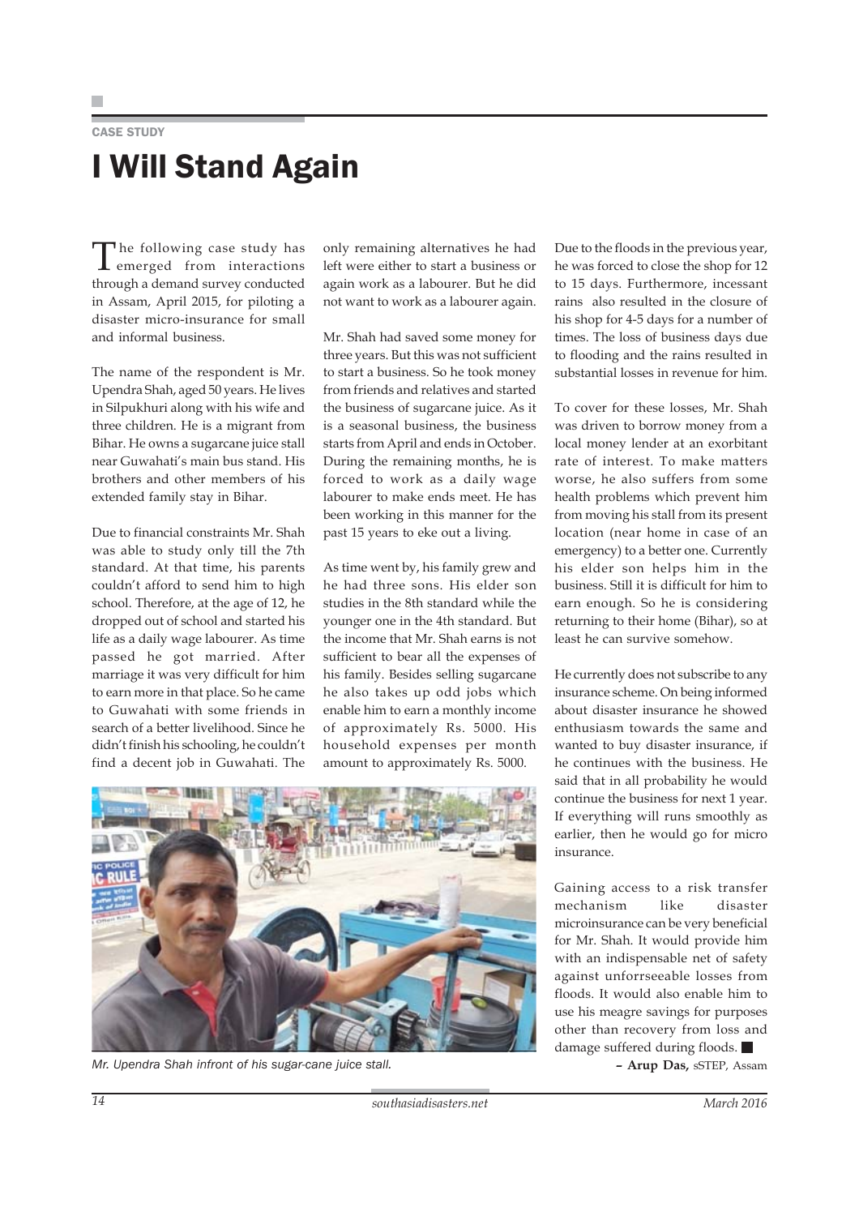CASE STUDY

# I Will Stand Again

The following case study has emerged from interactions through a demand survey conducted in Assam, April 2015, for piloting a disaster micro-insurance for small and informal business.

The name of the respondent is Mr. Upendra Shah, aged 50 years. He lives in Silpukhuri along with his wife and three children. He is a migrant from Bihar. He owns a sugarcane juice stall near Guwahati's main bus stand. His brothers and other members of his extended family stay in Bihar.

Due to financial constraints Mr. Shah was able to study only till the 7th standard. At that time, his parents couldn't afford to send him to high school. Therefore, at the age of 12, he dropped out of school and started his life as a daily wage labourer. As time passed he got married. After marriage it was very difficult for him to earn more in that place. So he came to Guwahati with some friends in search of a better livelihood. Since he didn't finish his schooling, he couldn't find a decent job in Guwahati. The only remaining alternatives he had left were either to start a business or again work as a labourer. But he did not want to work as a labourer again.

Mr. Shah had saved some money for three years. But this was not sufficient to start a business. So he took money from friends and relatives and started the business of sugarcane juice. As it is a seasonal business, the business starts from April and ends in October. During the remaining months, he is forced to work as a daily wage labourer to make ends meet. He has been working in this manner for the past 15 years to eke out a living.

As time went by, his family grew and he had three sons. His elder son studies in the 8th standard while the younger one in the 4th standard. But the income that Mr. Shah earns is not sufficient to bear all the expenses of his family. Besides selling sugarcane he also takes up odd jobs which enable him to earn a monthly income of approximately Rs. 5000. His household expenses per month amount to approximately Rs. 5000.

Mr. Upendra Shah infront of his sugar-cane juice stall.

Due to the floods in the previous year, he was forced to close the shop for 12 to 15 days. Furthermore, incessant rains also resulted in the closure of his shop for 4-5 days for a number of times. The loss of business days due to flooding and the rains resulted in substantial losses in revenue for him.

To cover for these losses, Mr. Shah was driven to borrow money from a local money lender at an exorbitant rate of interest. To make matters worse, he also suffers from some health problems which prevent him from moving his stall from its present location (near home in case of an emergency) to a better one. Currently his elder son helps him in the business. Still it is difficult for him to earn enough. So he is considering returning to their home (Bihar), so at least he can survive somehow.

He currently does not subscribe to any insurance scheme. On being informed about disaster insurance he showed enthusiasm towards the same and wanted to buy disaster insurance, if he continues with the business. He said that in all probability he would continue the business for next 1 year. If everything will runs smoothly as earlier, then he would go for micro insurance.

Gaining access to a risk transfer mechanism like disaster microinsurance can be very beneficial for Mr. Shah. It would provide him with an indispensable net of safety against unforrseeable losses from floods. It would also enable him to use his meagre savings for purposes other than recovery from loss and damage suffered during floods. ■

**– Arup Das,** sSTEP, Assam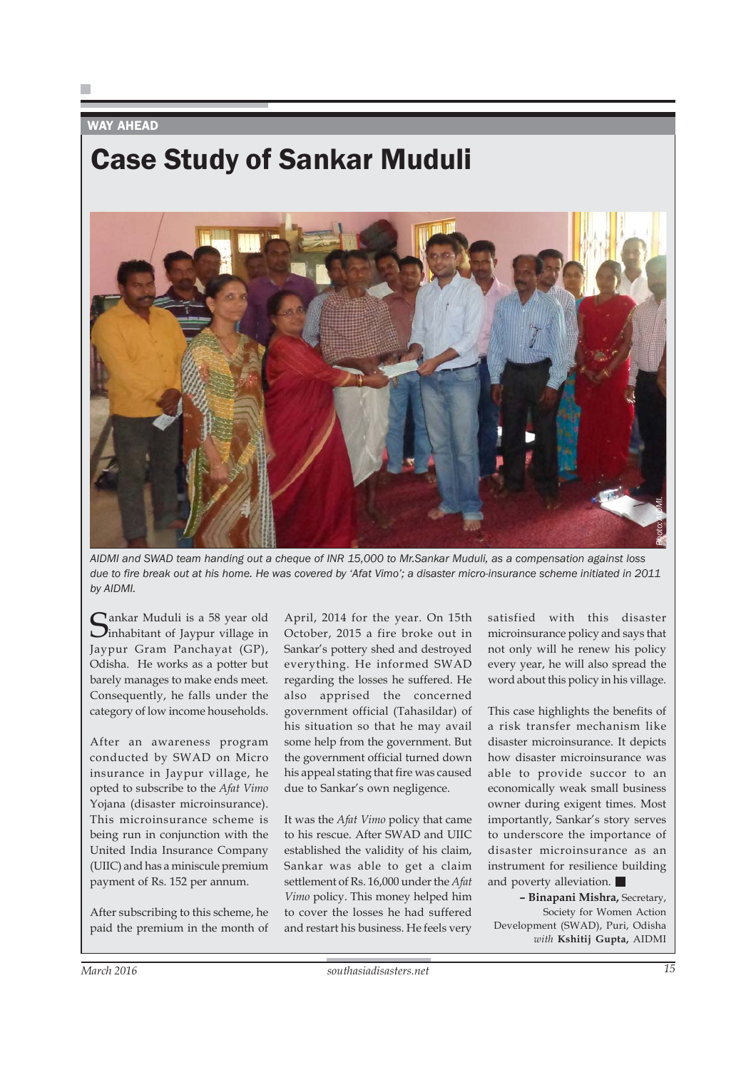WAY AHEAD

# Case Study of Sankar Muduli

*AIDMI and SWAD team handing out a cheque of INR 15,000 to Mr.Sankar Muduli, as a compensation against loss due to fire break out at his home. He was covered by 'Afat Vimo'; a disaster micro-insurance scheme initiated in 2011 by AIDMI.*

Sankar Muduli is a 58 year old inhabitant of Jaypur village in Jaypur Gram Panchayat (GP), Odisha. He works as a potter but barely manages to make ends meet. Consequently, he falls under the category of low income households.

After an awareness program conducted by SWAD on Micro insurance in Jaypur village, he opted to subscribe to the *Afat Vimo* Yojana (disaster microinsurance). This microinsurance scheme is being run in conjunction with the United India Insurance Company (UIIC) and has a miniscule premium payment of Rs. 152 per annum.

After subscribing to this scheme, he paid the premium in the month of April, 2014 for the year. On 15th October, 2015 a fire broke out in Sankar's pottery shed and destroyed everything. He informed SWAD regarding the losses he suffered. He also apprised the concerned government official (Tahasildar) of his situation so that he may avail some help from the government. But the government official turned down his appeal stating that fire was caused due to Sankar's own negligence.

It was the *Afat Vimo* policy that came to his rescue. After SWAD and UIIC established the validity of his claim, Sankar was able to get a claim settlement of Rs. 16,000 under the *Afat Vimo* policy. This money helped him to cover the losses he had suffered and restart his business. He feels very satisfied with this disaster microinsurance policy and says that not only will he renew his policy every year, he will also spread the word about this policy in his village.

This case highlights the benefits of a risk transfer mechanism like disaster microinsurance. It depicts how disaster microinsurance was able to provide succor to an economically weak small business owner during exigent times. Most importantly, Sankar's story serves to underscore the importance of disaster microinsurance as an instrument for resilience building and poverty alleviation. ■

– **Binapani Mishra,** Secretary, Society for Women Action Development (SWAD), Puri, Odisha *with* **Kshitij Gupta,** AIDMI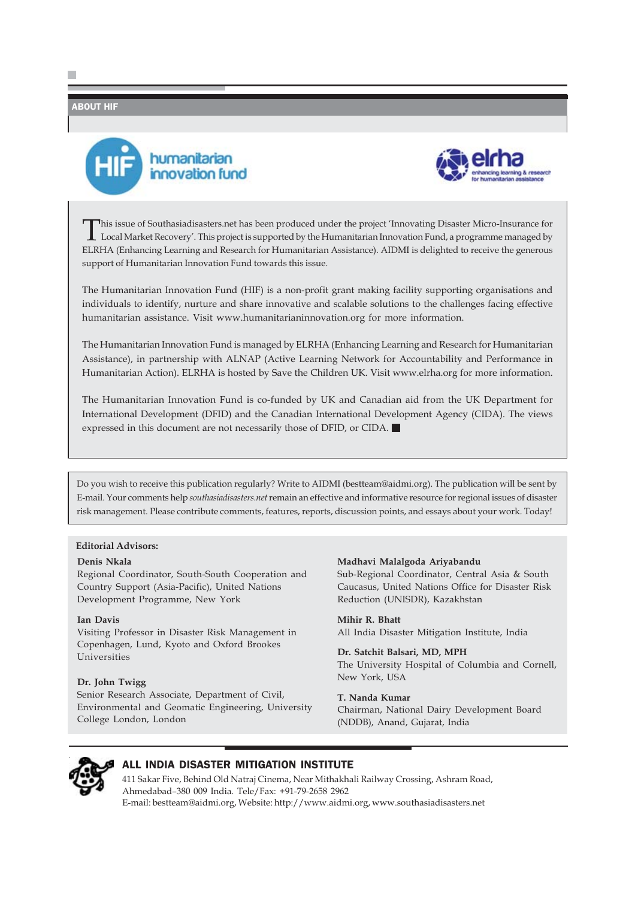## ABOUT HIF

humanitarian innovation fund

elrha enhancing learning & research for humanitarian assistance

This issue of Southasiadisasters.net has been produced under the project 'Innovating Disaster Micro-Insurance for Local Market Recovery'. This project is supported by the Humanitarian Innovation Fund, a programme managed by ELRHA (Enhancing Learning and Research for Humanitarian Assistance). AIDMI is delighted to receive the generous support of Humanitarian Innovation Fund towards this issue.

The Humanitarian Innovation Fund (HIF) is a non-profit grant making facility supporting organisations and individuals to identify, nurture and share innovative and scalable solutions to the challenges facing effective humanitarian assistance. Visit www.humanitarianinnovation.org for more information.

The Humanitarian Innovation Fund is managed by ELRHA (Enhancing Learning and Research for Humanitarian Assistance), in partnership with ALNAP (Active Learning Network for Accountability and Performance in Humanitarian Action). ELRHA is hosted by Save the Children UK. Visit www.elrha.org for more information.

The Humanitarian Innovation Fund is co-funded by UK and Canadian aid from the UK Department for International Development (DFID) and the Canadian International Development Agency (CIDA). The views expressed in this document are not necessarily those of DFID, or CIDA. ■

Do you wish to receive this publication regularly? Write to AIDMI (bestteam@aidmi.org). The publication will be sent by E-mail. Your comments help *southasiadisasters.net* remain an effective and informative resource for regional issues of disaster risk management. Please contribute comments, features, reports, discussion points, and essays about your work. Today!

**Editorial Advisors:**

**Denis Nkala**
Regional Coordinator, South-South Cooperation and Country Support (Asia-Pacific), United Nations Development Programme, New York

**Ian Davis**
Visiting Professor in Disaster Risk Management in Copenhagen, Lund, Kyoto and Oxford Brookes Universities

**Dr. John Twigg**
Senior Research Associate, Department of Civil, Environmental and Geomatic Engineering, University College London, London

**Madhavi Malalgoda Ariyabandu**
Sub-Regional Coordinator, Central Asia & South Caucasus, United Nations Office for Disaster Risk Reduction (UNISDR), Kazakhstan

**Mihir R. Bhatt**
All India Disaster Mitigation Institute, India

**Dr. Satchit Balsari, MD, MPH**
The University Hospital of Columbia and Cornell, New York, USA

**T. Nanda Kumar**
Chairman, National Dairy Development Board (NDDB), Anand, Gujarat, India

**ALL INDIA DISASTER MITIGATION INSTITUTE**
411 Sakar Five, Behind Old Natraj Cinema, Near Mithakhali Railway Crossing, Ashram Road, Ahmedabad–380 009 India. Tele/Fax: +91-79-2658 2962
E-mail: bestteam@aidmi.org, Website: http://www.aidmi.org, www.southasiadisasters.net